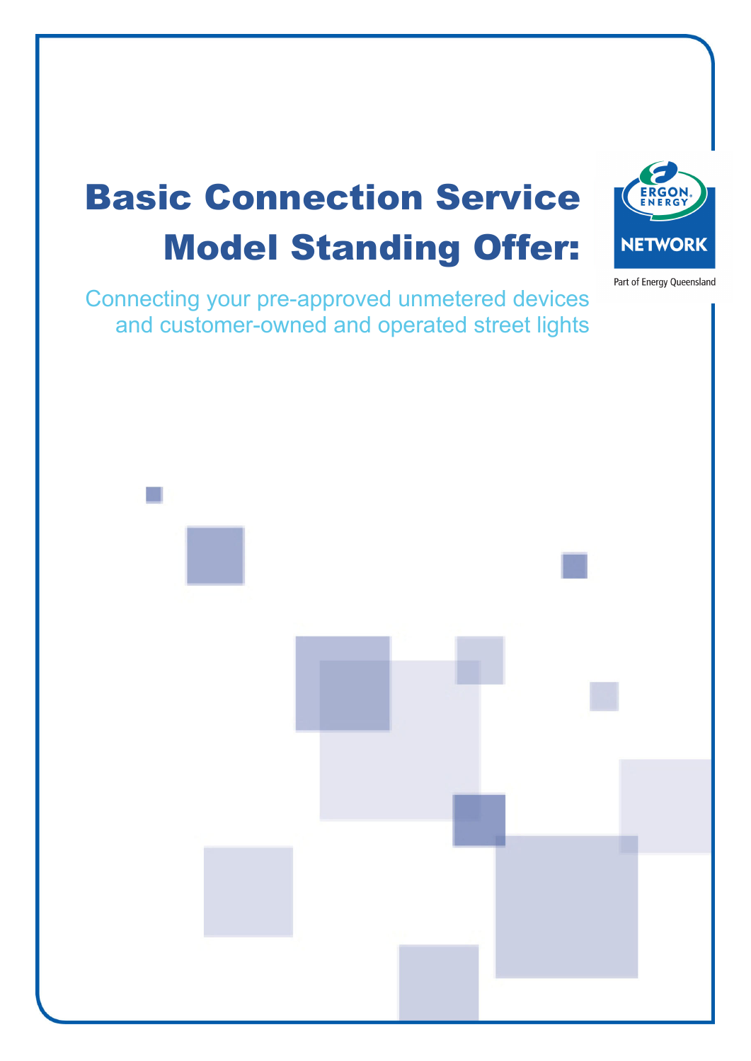# Basic Connection Service Model Standing Offer:

## Connecting your pre-approved unmetered devices and customer-owned and operated street lights

ERGON ENERGY NETWORK

Part of Energy Queensland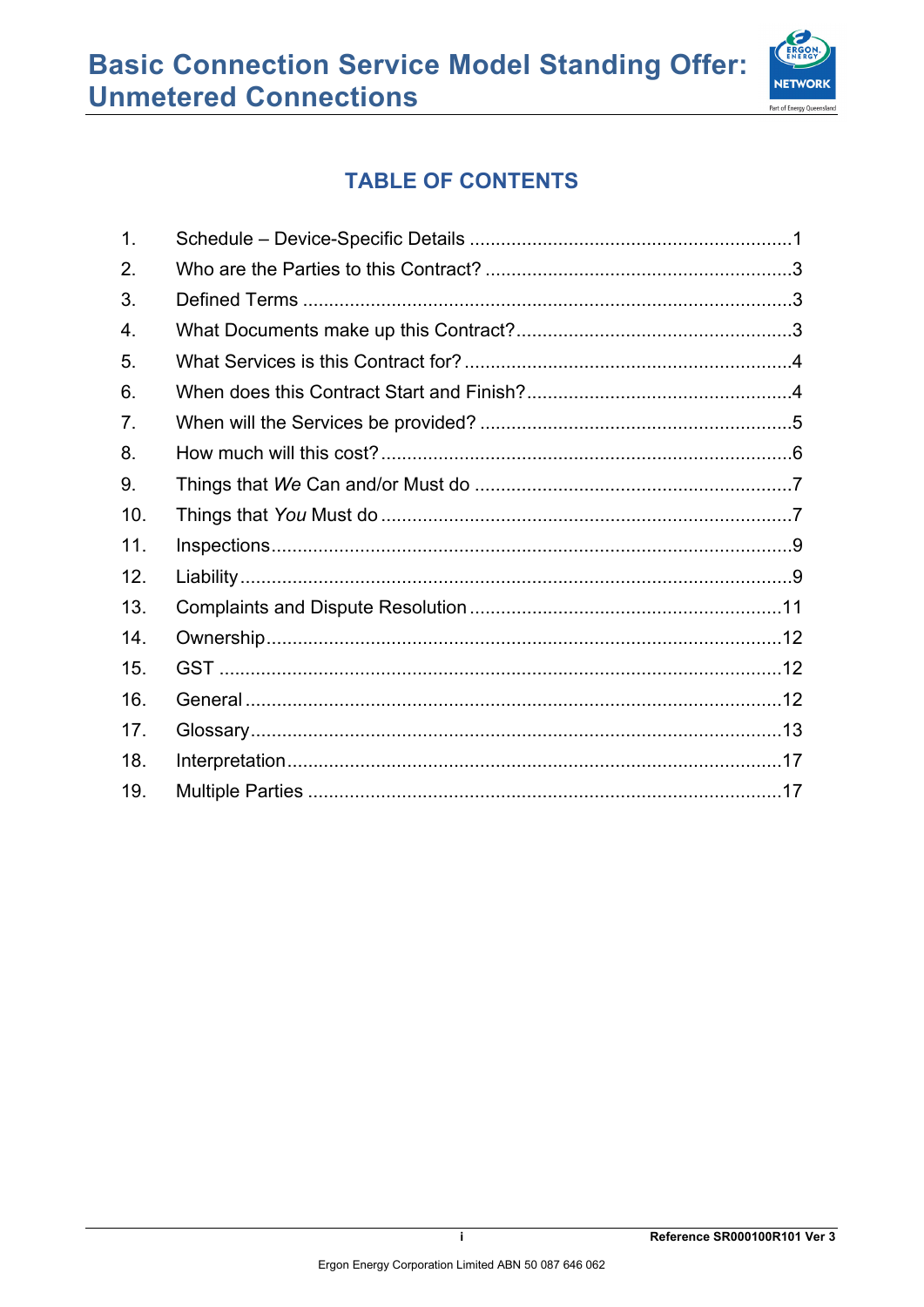## TABLE OF CONTENTS

| | | |
|---|---|---|
| 1. | Schedule – Device-Specific Details | 1 |
| 2. | Who are the Parties to this Contract? | 3 |
| 3. | Defined Terms | 3 |
| 4. | What Documents make up this Contract? | 3 |
| 5. | What Services is this Contract for? | 4 |
| 6. | When does this Contract Start and Finish? | 4 |
| 7. | When will the Services be provided? | 5 |
| 8. | How much will this cost? | 6 |
| 9. | Things that *We* Can and/or Must do | 7 |
| 10. | Things that *You* Must do | 7 |
| 11. | Inspections | 9 |
| 12. | Liability | 9 |
| 13. | Complaints and Dispute Resolution | 11 |
| 14. | Ownership | 12 |
| 15. | GST | 12 |
| 16. | General | 12 |
| 17. | Glossary | 13 |
| 18. | Interpretation | 17 |
| 19. | Multiple Parties | 17 |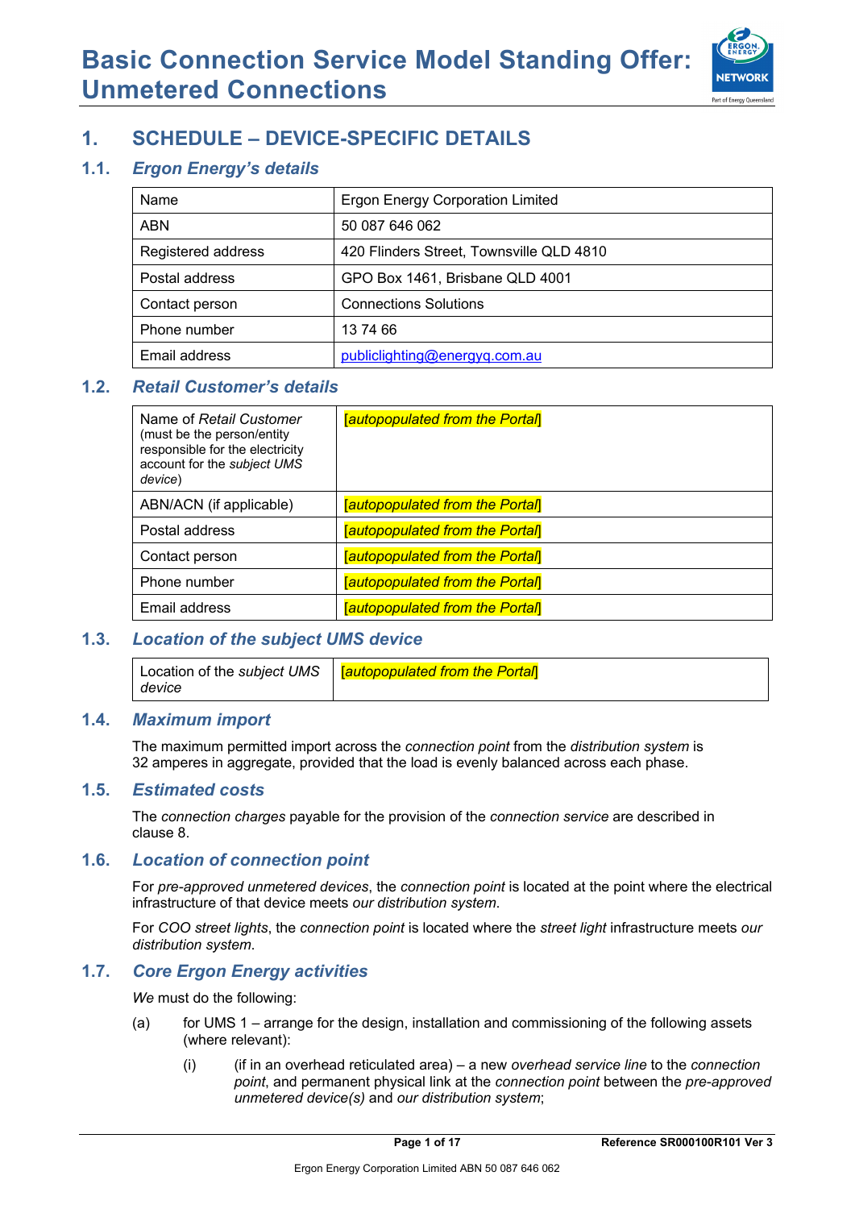# Basic Connection Service Model Standing Offer: Unmetered Connections

## 1. SCHEDULE – DEVICE-SPECIFIC DETAILS

### 1.1. *Ergon Energy's details*

| Name | Ergon Energy Corporation Limited |
|---|---|
| ABN | 50 087 646 062 |
| Registered address | 420 Flinders Street, Townsville QLD 4810 |
| Postal address | GPO Box 1461, Brisbane QLD 4001 |
| Contact person | Connections Solutions |
| Phone number | 13 74 66 |
| Email address | publiclighting@energyq.com.au |

### 1.2. *Retail Customer's details*

| Name of *Retail Customer* (must be the person/entity responsible for the electricity account for the *subject UMS device*) | [*autopopulated from the Portal*] |
|---|---|
| ABN/ACN (if applicable) | [*autopopulated from the Portal*] |
| Postal address | [*autopopulated from the Portal*] |
| Contact person | [*autopopulated from the Portal*] |
| Phone number | [*autopopulated from the Portal*] |
| Email address | [*autopopulated from the Portal*] |

### 1.3. *Location of the subject UMS device*

| Location of the *subject UMS device* | [*autopopulated from the Portal*] |
|---|---|

### 1.4. *Maximum import*

The maximum permitted import across the *connection point* from the *distribution system* is 32 amperes in aggregate, provided that the load is evenly balanced across each phase.

### 1.5. *Estimated costs*

The *connection charges* payable for the provision of the *connection service* are described in clause 8.

### 1.6. *Location of connection point*

For *pre-approved unmetered devices*, the *connection point* is located at the point where the electrical infrastructure of that device meets *our distribution system*.

For *COO street lights*, the *connection point* is located where the *street light* infrastructure meets *our distribution system*.

### 1.7. *Core Ergon Energy activities*

*We* must do the following:

(a) for UMS 1 – arrange for the design, installation and commissioning of the following assets (where relevant):

(i) (if in an overhead reticulated area) – a new *overhead service line* to the *connection point*, and permanent physical link at the *connection point* between the *pre-approved unmetered device(s)* and *our distribution system*;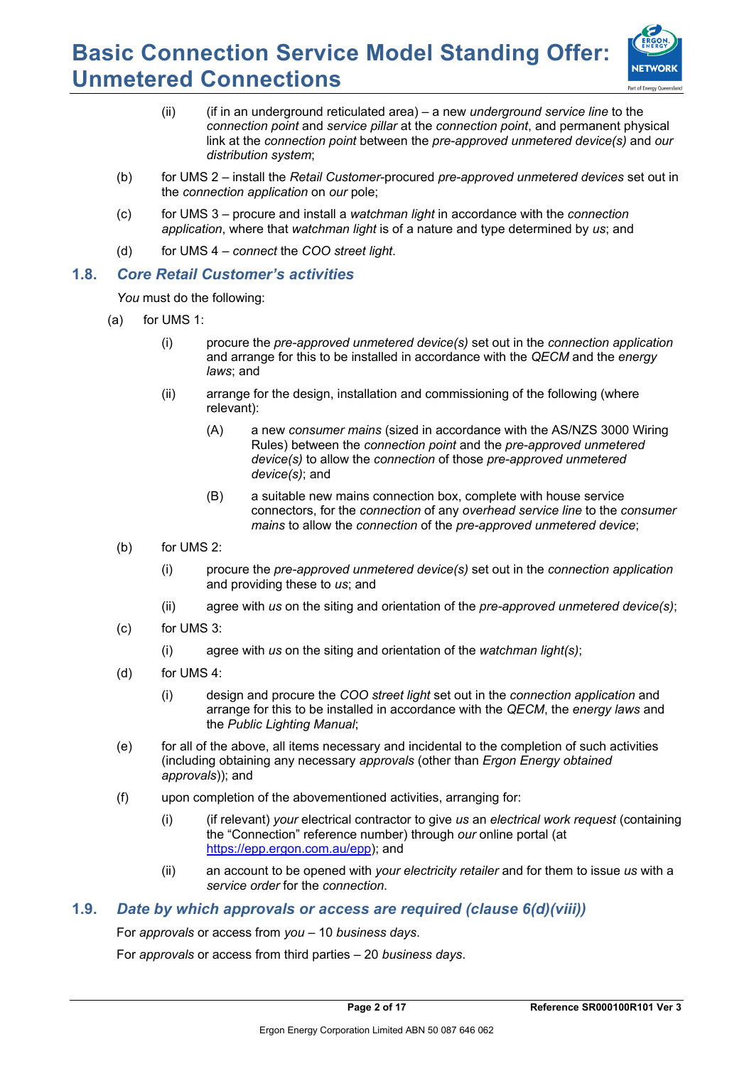(ii) (if in an underground reticulated area) – a new *underground service line* to the *connection point* and *service pillar* at the *connection point*, and permanent physical link at the *connection point* between the *pre-approved unmetered device(s)* and *our distribution system*;

(b) for UMS 2 – install the *Retail Customer*-procured *pre-approved unmetered devices* set out in the *connection application* on *our* pole;

(c) for UMS 3 – procure and install a *watchman light* in accordance with the *connection application*, where that *watchman light* is of a nature and type determined by *us*; and

(d) for UMS 4 – *connect* the *COO street light*.

## 1.8. *Core Retail Customer's activities*

*You* must do the following:

(a) for UMS 1:

(i) procure the *pre-approved unmetered device(s)* set out in the *connection application* and arrange for this to be installed in accordance with the *QECM* and the *energy laws*; and

(ii) arrange for the design, installation and commissioning of the following (where relevant):

(A) a new *consumer mains* (sized in accordance with the AS/NZS 3000 Wiring Rules) between the *connection point* and the *pre-approved unmetered device(s)* to allow the *connection* of those *pre-approved unmetered device(s)*; and

(B) a suitable new mains connection box, complete with house service connectors, for the *connection* of any *overhead service line* to the *consumer mains* to allow the *connection* of the *pre-approved unmetered device*;

(b) for UMS 2:

(i) procure the *pre-approved unmetered device(s)* set out in the *connection application* and providing these to *us*; and

(ii) agree with *us* on the siting and orientation of the *pre-approved unmetered device(s)*;

(c) for UMS 3:

(i) agree with *us* on the siting and orientation of the *watchman light(s)*;

(d) for UMS 4:

(i) design and procure the *COO street light* set out in the *connection application* and arrange for this to be installed in accordance with the *QECM*, the *energy laws* and the *Public Lighting Manual*;

(e) for all of the above, all items necessary and incidental to the completion of such activities (including obtaining any necessary *approvals* (other than *Ergon Energy obtained approvals*)); and

(f) upon completion of the abovementioned activities, arranging for:

(i) (if relevant) *your* electrical contractor to give *us* an *electrical work request* (containing the "Connection" reference number) through *our* online portal (at https://epp.ergon.com.au/epp); and

(ii) an account to be opened with *your electricity retailer* and for them to issue *us* with a *service order* for the *connection*.

## 1.9. *Date by which approvals or access are required (clause 6(d)(viii))*

For *approvals* or access from *you* – 10 *business days*.

For *approvals* or access from third parties – 20 *business days*.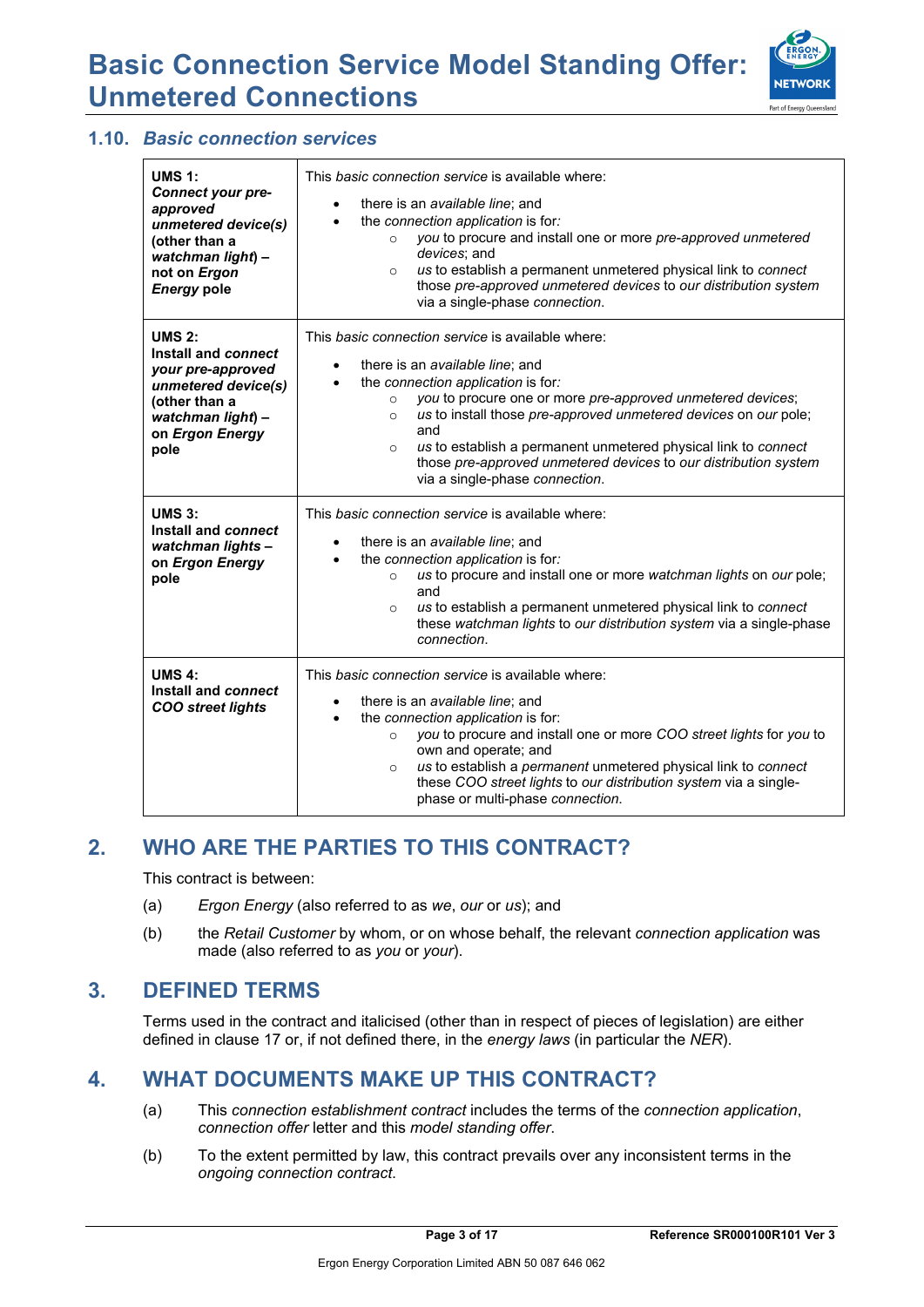### 1.10. *Basic connection services*

| | |
|---|---|
| **UMS 1:** ***Connect your pre-approved unmetered device(s)*** **(other than a** ***watchman light*****) – not on** ***Ergon Energy*** **pole** | This *basic connection service* is available where:<br>• there is an *available line*; and<br>• the *connection application* is for:<br>  ○ *you* to procure and install one or more *pre-approved unmetered devices*; and<br>  ○ *us* to establish a permanent unmetered physical link to *connect* those *pre-approved unmetered devices* to *our distribution system* via a single-phase *connection*. |
| **UMS 2:** **Install and** ***connect your pre-approved unmetered device(s)*** **(other than a** ***watchman light*****) – on** ***Ergon Energy*** **pole** | This *basic connection service* is available where:<br>• there is an *available line*; and<br>• the *connection application* is for:<br>  ○ *you* to procure one or more *pre-approved unmetered devices*;<br>  ○ *us* to install those *pre-approved unmetered devices* on *our* pole; and<br>  ○ *us* to establish a permanent unmetered physical link to *connect* those *pre-approved unmetered devices* to *our distribution system* via a single-phase *connection*. |
| **UMS 3:** **Install and** ***connect watchman lights*** **– on** ***Ergon Energy*** **pole** | This *basic connection service* is available where:<br>• there is an *available line*; and<br>• the *connection application* is for:<br>  ○ *us* to procure and install one or more *watchman lights* on *our* pole; and<br>  ○ *us* to establish a permanent unmetered physical link to *connect* these *watchman lights* to *our distribution system* via a single-phase *connection*. |
| **UMS 4:** **Install and** ***connect COO street lights*** | This *basic connection service* is available where:<br>• there is an *available line*; and<br>• the *connection application* is for:<br>  ○ *you* to procure and install one or more *COO street lights* for *you* to own and operate; and<br>  ○ *us* to establish a *permanent* unmetered physical link to *connect* these *COO street lights* to *our distribution system* via a single-phase or multi-phase *connection*. |

## 2. WHO ARE THE PARTIES TO THIS CONTRACT?

This contract is between:

(a) *Ergon Energy* (also referred to as *we*, *our* or *us*); and

(b) the *Retail Customer* by whom, or on whose behalf, the relevant *connection application* was made (also referred to as *you* or *your*).

## 3. DEFINED TERMS

Terms used in the contract and italicised (other than in respect of pieces of legislation) are either defined in clause 17 or, if not defined there, in the *energy laws* (in particular the *NER*).

## 4. WHAT DOCUMENTS MAKE UP THIS CONTRACT?

(a) This *connection establishment contract* includes the terms of the *connection application*, *connection offer* letter and this *model standing offer*.

(b) To the extent permitted by law, this contract prevails over any inconsistent terms in the *ongoing connection contract*.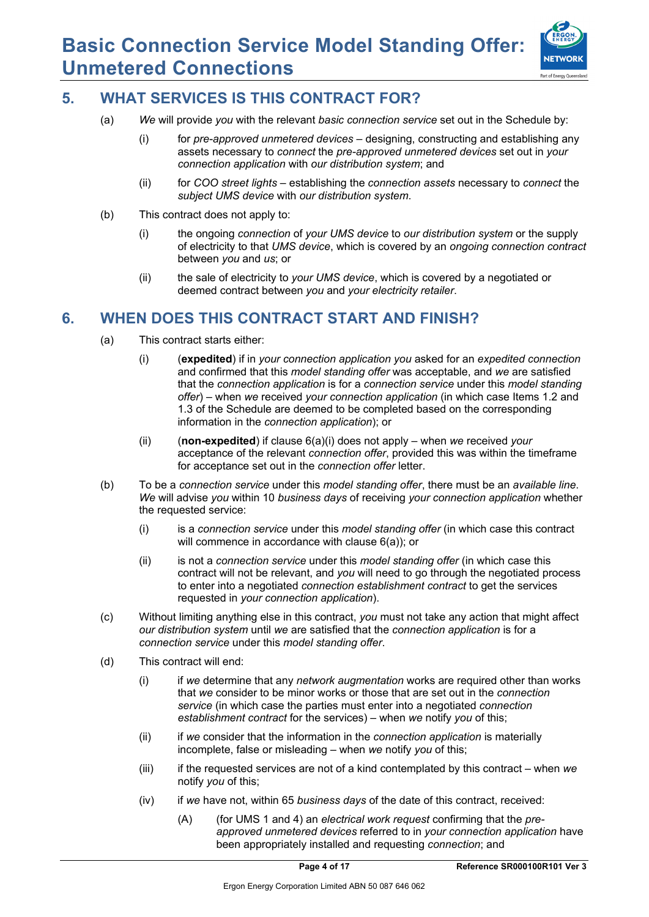## 5. WHAT SERVICES IS THIS CONTRACT FOR?

(a) *We* will provide *you* with the relevant *basic connection service* set out in the Schedule by:

(i) for *pre-approved unmetered devices* – designing, constructing and establishing any assets necessary to *connect* the *pre-approved unmetered devices* set out in *your connection application* with *our distribution system*; and

(ii) for *COO street lights* – establishing the *connection assets* necessary to *connect* the *subject UMS device* with *our distribution system*.

(b) This contract does not apply to:

(i) the ongoing *connection* of *your UMS device* to *our distribution system* or the supply of electricity to that *UMS device*, which is covered by an *ongoing connection contract* between *you* and *us*; or

(ii) the sale of electricity to *your UMS device*, which is covered by a negotiated or deemed contract between *you* and *your electricity retailer*.

## 6. WHEN DOES THIS CONTRACT START AND FINISH?

(a) This contract starts either:

(i) (**expedited**) if in *your connection application you* asked for an *expedited connection* and confirmed that this *model standing offer* was acceptable, and *we* are satisfied that the *connection application* is for a *connection service* under this *model standing offer*) – when *we* received *your connection application* (in which case Items 1.2 and 1.3 of the Schedule are deemed to be completed based on the corresponding information in the *connection application*); or

(ii) (**non-expedited**) if clause 6(a)(i) does not apply – when *we* received *your* acceptance of the relevant *connection offer*, provided this was within the timeframe for acceptance set out in the *connection offer* letter.

(b) To be a *connection service* under this *model standing offer*, there must be an *available line*. *We* will advise *you* within 10 *business days* of receiving *your connection application* whether the requested service:

(i) is a *connection service* under this *model standing offer* (in which case this contract will commence in accordance with clause 6(a)); or

(ii) is not a *connection service* under this *model standing offer* (in which case this contract will not be relevant, and *you* will need to go through the negotiated process to enter into a negotiated *connection establishment contract* to get the services requested in *your connection application*).

(c) Without limiting anything else in this contract, *you* must not take any action that might affect *our distribution system* until *we* are satisfied that the *connection application* is for a *connection service* under this *model standing offer*.

(d) This contract will end:

(i) if *we* determine that any *network augmentation* works are required other than works that *we* consider to be minor works or those that are set out in the *connection service* (in which case the parties must enter into a negotiated *connection establishment contract* for the services) – when *we* notify *you* of this;

(ii) if *we* consider that the information in the *connection application* is materially incomplete, false or misleading – when *we* notify *you* of this;

(iii) if the requested services are not of a kind contemplated by this contract – when *we* notify *you* of this;

(iv) if *we* have not, within 65 *business days* of the date of this contract, received:

(A) (for UMS 1 and 4) an *electrical work request* confirming that the *pre-approved unmetered devices* referred to in *your connection application* have been appropriately installed and requesting *connection*; and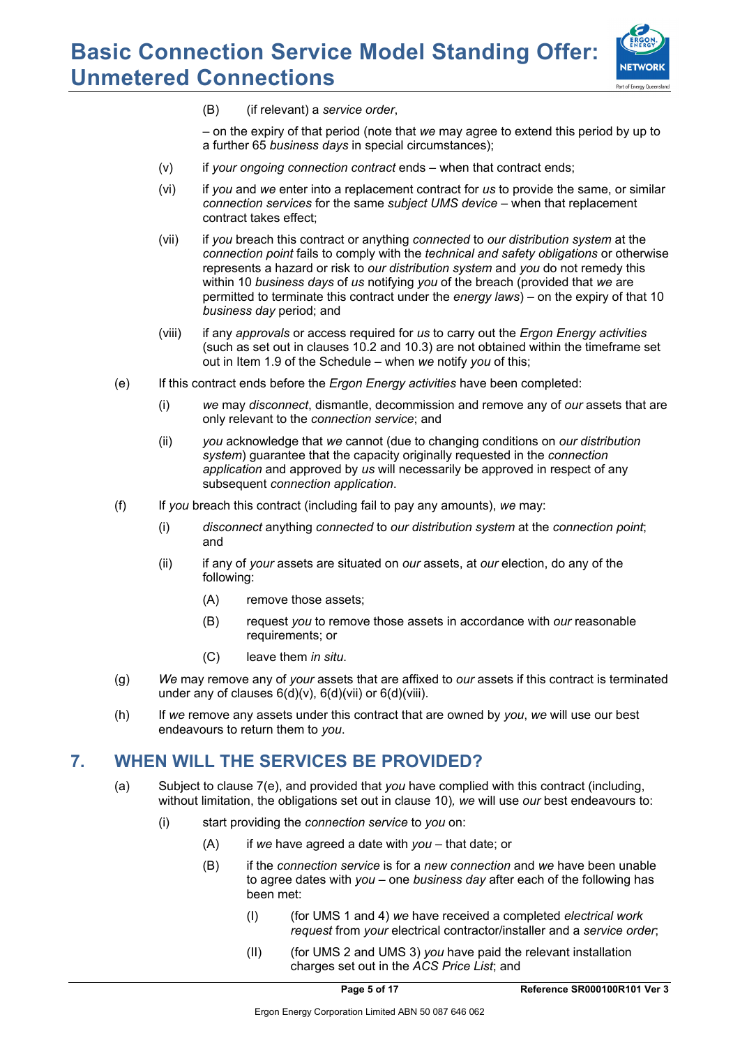(B) (if relevant) a *service order*,

– on the expiry of that period (note that *we* may agree to extend this period by up to a further 65 *business days* in special circumstances);

(v) if *your ongoing connection contract* ends – when that contract ends;

(vi) if *you* and *we* enter into a replacement contract for *us* to provide the same, or similar *connection services* for the same *subject UMS device* – when that replacement contract takes effect;

(vii) if *you* breach this contract or anything *connected* to *our distribution system* at the *connection point* fails to comply with the *technical and safety obligations* or otherwise represents a hazard or risk to *our distribution system* and *you* do not remedy this within 10 *business days* of *us* notifying *you* of the breach (provided that *we* are permitted to terminate this contract under the *energy laws*) – on the expiry of that 10 *business day* period; and

(viii) if any *approvals* or access required for *us* to carry out the *Ergon Energy activities* (such as set out in clauses 10.2 and 10.3) are not obtained within the timeframe set out in Item 1.9 of the Schedule – when *we* notify *you* of this;

(e) If this contract ends before the *Ergon Energy activities* have been completed:

(i) *we* may *disconnect*, dismantle, decommission and remove any of *our* assets that are only relevant to the *connection service*; and

(ii) *you* acknowledge that *we* cannot (due to changing conditions on *our distribution system*) guarantee that the capacity originally requested in the *connection application* and approved by *us* will necessarily be approved in respect of any subsequent *connection application*.

(f) If *you* breach this contract (including fail to pay any amounts), *we* may:

(i) *disconnect* anything *connected* to *our distribution system* at the *connection point*; and

(ii) if any of *your* assets are situated on *our* assets, at *our* election, do any of the following:

(A) remove those assets;

(B) request *you* to remove those assets in accordance with *our* reasonable requirements; or

(C) leave them *in situ*.

(g) *We* may remove any of *your* assets that are affixed to *our* assets if this contract is terminated under any of clauses 6(d)(v), 6(d)(vii) or 6(d)(viii).

(h) If *we* remove any assets under this contract that are owned by *you*, *we* will use our best endeavours to return them to *you*.

## 7. WHEN WILL THE SERVICES BE PROVIDED?

(a) Subject to clause 7(e), and provided that *you* have complied with this contract (including, without limitation, the obligations set out in clause 10)*, we* will use *our* best endeavours to:

(i) start providing the *connection service* to *you* on:

(A) if *we* have agreed a date with *you* – that date; or

(B) if the *connection service* is for a *new connection* and *we* have been unable to agree dates with *you* – one *business day* after each of the following has been met:

(I) (for UMS 1 and 4) *we* have received a completed *electrical work request* from *your* electrical contractor/installer and a *service order*;

(II) (for UMS 2 and UMS 3) *you* have paid the relevant installation charges set out in the *ACS Price List*; and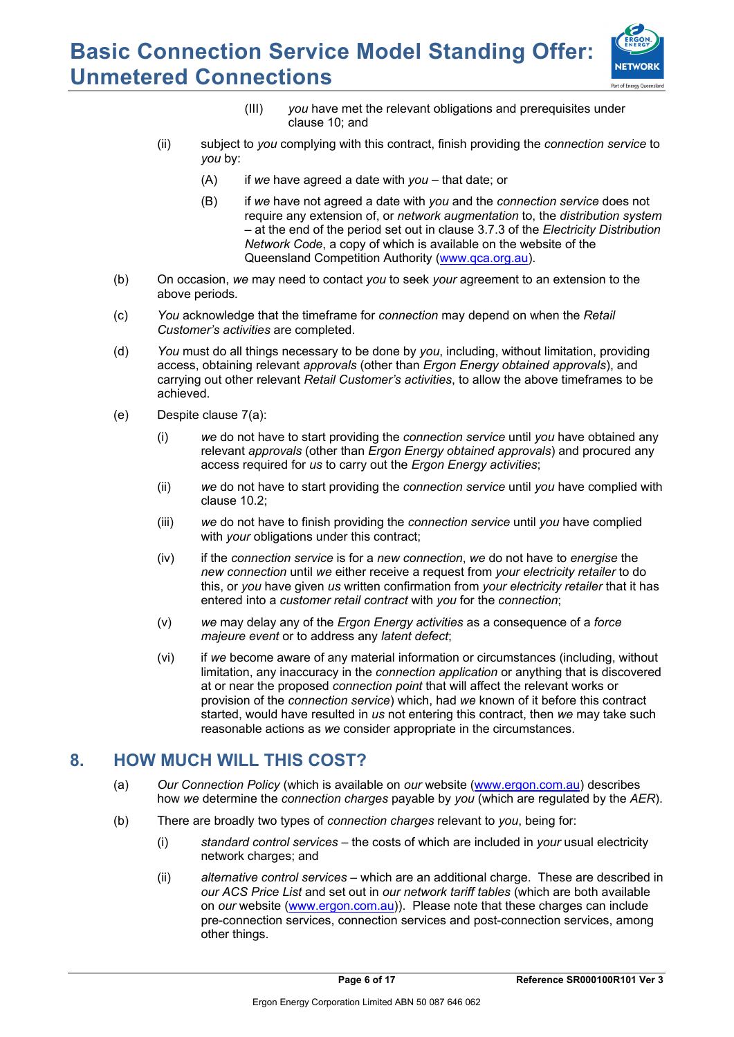(III) *you* have met the relevant obligations and prerequisites under clause 10; and

(ii) subject to *you* complying with this contract, finish providing the *connection service* to *you* by:

(A) if *we* have agreed a date with *you* – that date; or

(B) if *we* have not agreed a date with *you* and the *connection service* does not require any extension of, or *network augmentation* to, the *distribution system* – at the end of the period set out in clause 3.7.3 of the *Electricity Distribution Network Code*, a copy of which is available on the website of the Queensland Competition Authority (www.qca.org.au).

(b) On occasion, *we* may need to contact *you* to seek *your* agreement to an extension to the above periods.

(c) *You* acknowledge that the timeframe for *connection* may depend on when the *Retail Customer's activities* are completed.

(d) *You* must do all things necessary to be done by *you*, including, without limitation, providing access, obtaining relevant *approvals* (other than *Ergon Energy obtained approvals*), and carrying out other relevant *Retail Customer's activities*, to allow the above timeframes to be achieved.

(e) Despite clause 7(a):

(i) *we* do not have to start providing the *connection service* until *you* have obtained any relevant *approvals* (other than *Ergon Energy obtained approvals*) and procured any access required for *us* to carry out the *Ergon Energy activities*;

(ii) *we* do not have to start providing the *connection service* until *you* have complied with clause 10.2;

(iii) *we* do not have to finish providing the *connection service* until *you* have complied with *your* obligations under this contract;

(iv) if the *connection service* is for a *new connection*, *we* do not have to *energise* the *new connection* until *we* either receive a request from *your electricity retailer* to do this, or *you* have given *us* written confirmation from *your electricity retailer* that it has entered into a *customer retail contract* with *you* for the *connection*;

(v) *we* may delay any of the *Ergon Energy activities* as a consequence of a *force majeure event* or to address any *latent defect*;

(vi) if *we* become aware of any material information or circumstances (including, without limitation, any inaccuracy in the *connection application* or anything that is discovered at or near the proposed *connection point* that will affect the relevant works or provision of the *connection service*) which, had *we* known of it before this contract started, would have resulted in *us* not entering this contract, then *we* may take such reasonable actions as *we* consider appropriate in the circumstances.

## 8. HOW MUCH WILL THIS COST?

(a) *Our Connection Policy* (which is available on *our* website (www.ergon.com.au) describes how *we* determine the *connection charges* payable by *you* (which are regulated by the *AER*).

(b) There are broadly two types of *connection charges* relevant to *you*, being for:

(i) *standard control services* – the costs of which are included in *your* usual electricity network charges; and

(ii) *alternative control services* – which are an additional charge. These are described in *our ACS Price List* and set out in *our network tariff tables* (which are both available on *our* website (www.ergon.com.au)). Please note that these charges can include pre-connection services, connection services and post-connection services, among other things.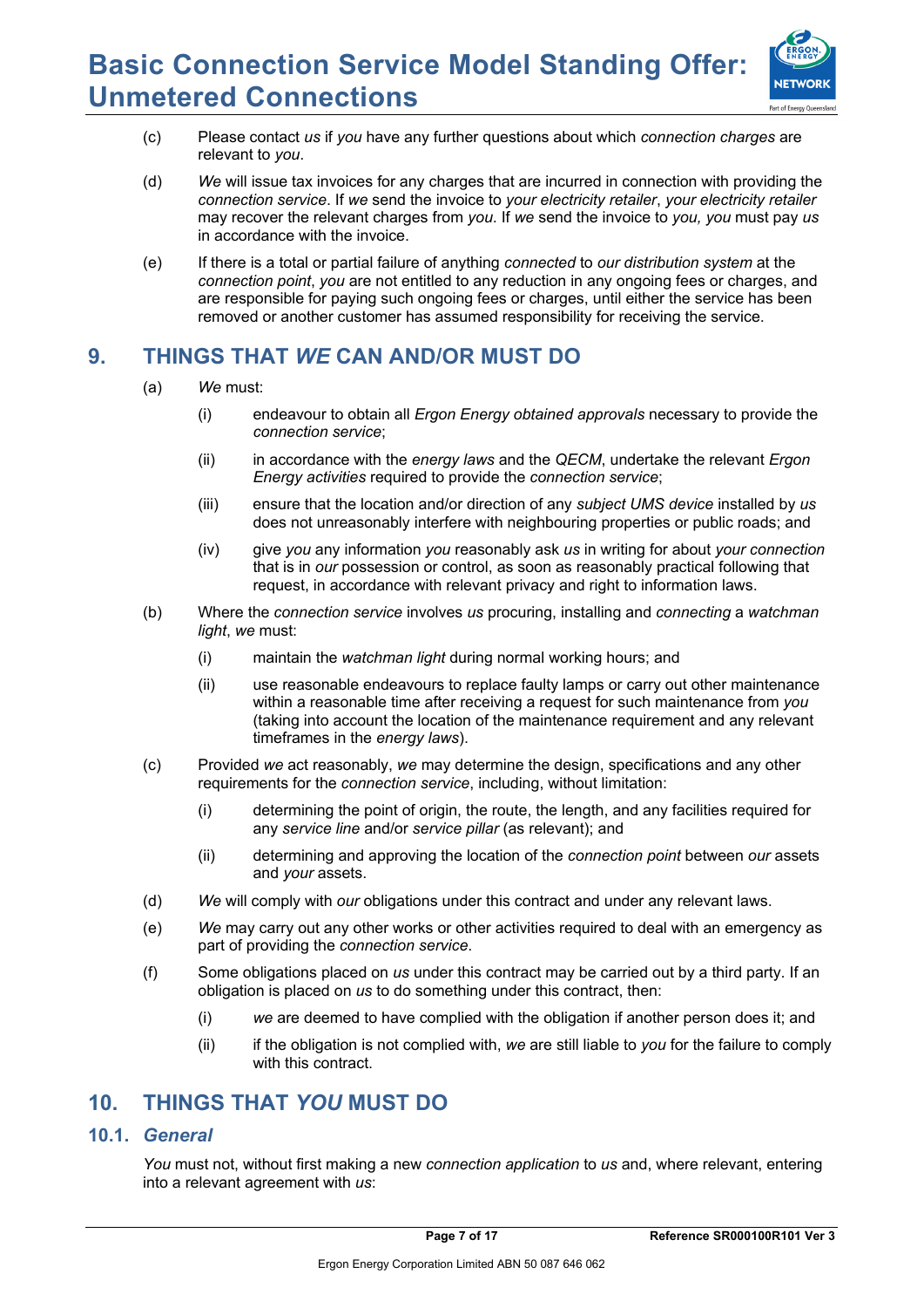(c) Please contact *us* if *you* have any further questions about which *connection charges* are relevant to *you*.

(d) *We* will issue tax invoices for any charges that are incurred in connection with providing the *connection service*. If *we* send the invoice to *your electricity retailer*, *your electricity retailer* may recover the relevant charges from *you*. If *we* send the invoice to *you, you* must pay *us* in accordance with the invoice.

(e) If there is a total or partial failure of anything *connected* to *our distribution system* at the *connection point*, *you* are not entitled to any reduction in any ongoing fees or charges, and are responsible for paying such ongoing fees or charges, until either the service has been removed or another customer has assumed responsibility for receiving the service.

## 9. THINGS THAT *WE* CAN AND/OR MUST DO

(a) *We* must:

  (i) endeavour to obtain all *Ergon Energy obtained approvals* necessary to provide the *connection service*;

  (ii) in accordance with the *energy laws* and the *QECM*, undertake the relevant *Ergon Energy activities* required to provide the *connection service*;

  (iii) ensure that the location and/or direction of any *subject UMS device* installed by *us* does not unreasonably interfere with neighbouring properties or public roads; and

  (iv) give *you* any information *you* reasonably ask *us* in writing for about *your connection* that is in *our* possession or control, as soon as reasonably practical following that request, in accordance with relevant privacy and right to information laws.

(b) Where the *connection service* involves *us* procuring, installing and *connecting* a *watchman light*, *we* must:

  (i) maintain the *watchman light* during normal working hours; and

  (ii) use reasonable endeavours to replace faulty lamps or carry out other maintenance within a reasonable time after receiving a request for such maintenance from *you* (taking into account the location of the maintenance requirement and any relevant timeframes in the *energy laws*).

(c) Provided *we* act reasonably, *we* may determine the design, specifications and any other requirements for the *connection service*, including, without limitation:

  (i) determining the point of origin, the route, the length, and any facilities required for any *service line* and/or *service pillar* (as relevant); and

  (ii) determining and approving the location of the *connection point* between *our* assets and *your* assets.

(d) *We* will comply with *our* obligations under this contract and under any relevant laws.

(e) *We* may carry out any other works or other activities required to deal with an emergency as part of providing the *connection service*.

(f) Some obligations placed on *us* under this contract may be carried out by a third party. If an obligation is placed on *us* to do something under this contract, then:

  (i) *we* are deemed to have complied with the obligation if another person does it; and

  (ii) if the obligation is not complied with, *we* are still liable to *you* for the failure to comply with this contract.

## 10. THINGS THAT *YOU* MUST DO

### 10.1. *General*

*You* must not, without first making a new *connection application* to *us* and, where relevant, entering into a relevant agreement with *us*: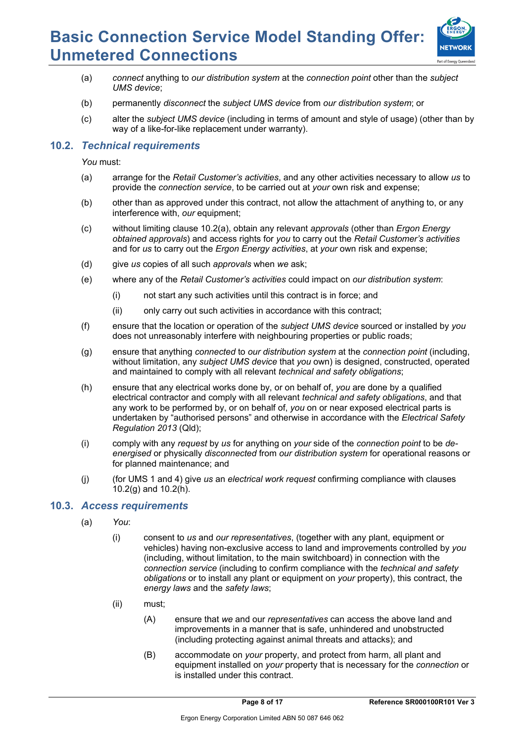(a) *connect* anything to *our distribution system* at the *connection point* other than the *subject UMS device*;

(b) permanently *disconnect* the *subject UMS device* from *our distribution system*; or

(c) alter the *subject UMS device* (including in terms of amount and style of usage) (other than by way of a like-for-like replacement under warranty).

## 10.2. *Technical requirements*

*You* must:

(a) arrange for the *Retail Customer's activities*, and any other activities necessary to allow *us* to provide the *connection service*, to be carried out at *your* own risk and expense;

(b) other than as approved under this contract, not allow the attachment of anything to, or any interference with, *our* equipment;

(c) without limiting clause 10.2(a), obtain any relevant *approvals* (other than *Ergon Energy obtained approvals*) and access rights for *you* to carry out the *Retail Customer's activities* and for *us* to carry out the *Ergon Energy activities*, at *your* own risk and expense;

(d) give *us* copies of all such *approvals* when *we* ask;

(e) where any of the *Retail Customer's activities* could impact on *our distribution system*:

 (i) not start any such activities until this contract is in force; and

 (ii) only carry out such activities in accordance with this contract;

(f) ensure that the location or operation of the *subject UMS device* sourced or installed by *you* does not unreasonably interfere with neighbouring properties or public roads;

(g) ensure that anything *connected* to *our distribution system* at the *connection point* (including, without limitation, any *subject UMS device* that *you* own) is designed, constructed, operated and maintained to comply with all relevant *technical and safety obligations*;

(h) ensure that any electrical works done by, or on behalf of, *you* are done by a qualified electrical contractor and comply with all relevant *technical and safety obligations*, and that any work to be performed by, or on behalf of, *you* on or near exposed electrical parts is undertaken by "authorised persons" and otherwise in accordance with the *Electrical Safety Regulation 2013* (Qld);

(i) comply with any *request* by *us* for anything on *your* side of the *connection point* to be *de-energised* or physically *disconnected* from *our distribution system* for operational reasons or for planned maintenance; and

(j) (for UMS 1 and 4) give *us* an *electrical work request* confirming compliance with clauses 10.2(g) and 10.2(h).

## 10.3. *Access requirements*

(a) *You*:

 (i) consent to *us* and *our representatives*, (together with any plant, equipment or vehicles) having non-exclusive access to land and improvements controlled by *you* (including, without limitation, to the main switchboard) in connection with the *connection service* (including to confirm compliance with the *technical and safety obligations* or to install any plant or equipment on *your* property), this contract, the *energy laws* and the *safety laws*;

 (ii) must;

  (A) ensure that *we* and our *representatives* can access the above land and improvements in a manner that is safe, unhindered and unobstructed (including protecting against animal threats and attacks); and

  (B) accommodate on *your* property, and protect from harm, all plant and equipment installed on *your* property that is necessary for the *connection* or is installed under this contract.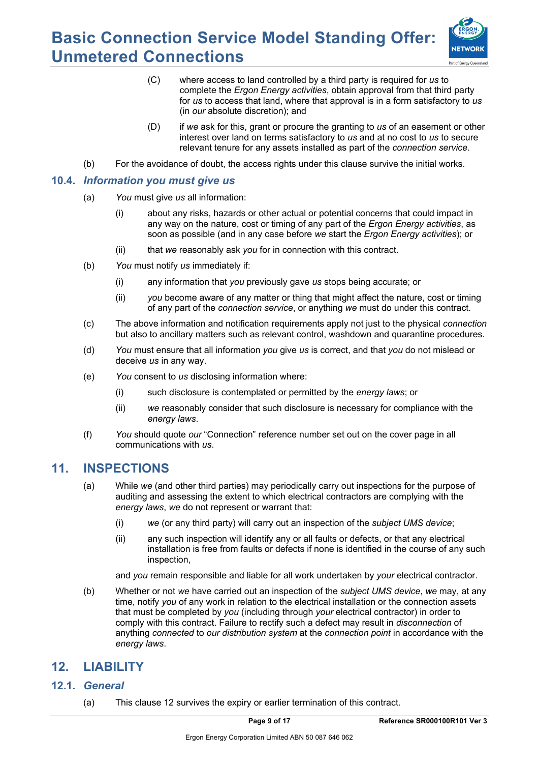(C) where access to land controlled by a third party is required for *us* to complete the *Ergon Energy activities*, obtain approval from that third party for *us* to access that land, where that approval is in a form satisfactory to *us* (in *our* absolute discretion); and

(D) if *we* ask for this, grant or procure the granting to *us* of an easement or other interest over land on terms satisfactory to *us* and at no cost to *us* to secure relevant tenure for any assets installed as part of the *connection service*.

(b) For the avoidance of doubt, the access rights under this clause survive the initial works.

### 10.4. *Information you must give us*

(a) *You* must give *us* all information:

(i) about any risks, hazards or other actual or potential concerns that could impact in any way on the nature, cost or timing of any part of the *Ergon Energy activities*, as soon as possible (and in any case before *we* start the *Ergon Energy activities*); or

(ii) that *we* reasonably ask *you* for in connection with this contract.

(b) *You* must notify *us* immediately if:

(i) any information that *you* previously gave *us* stops being accurate; or

(ii) *you* become aware of any matter or thing that might affect the nature, cost or timing of any part of the *connection service*, or anything *we* must do under this contract.

(c) The above information and notification requirements apply not just to the physical *connection* but also to ancillary matters such as relevant control, washdown and quarantine procedures.

(d) *You* must ensure that all information *you* give *us* is correct, and that *you* do not mislead or deceive *us* in any way.

(e) *You* consent to *us* disclosing information where:

(i) such disclosure is contemplated or permitted by the *energy laws*; or

(ii) *we* reasonably consider that such disclosure is necessary for compliance with the *energy laws*.

(f) *You* should quote *our* "Connection" reference number set out on the cover page in all communications with *us*.

## 11. INSPECTIONS

(a) While *we* (and other third parties) may periodically carry out inspections for the purpose of auditing and assessing the extent to which electrical contractors are complying with the *energy laws*, *we* do not represent or warrant that:

(i) *we* (or any third party) will carry out an inspection of the *subject UMS device*;

(ii) any such inspection will identify any or all faults or defects, or that any electrical installation is free from faults or defects if none is identified in the course of any such inspection,

and *you* remain responsible and liable for all work undertaken by *your* electrical contractor.

(b) Whether or not *we* have carried out an inspection of the *subject UMS device*, *we* may, at any time, notify *you* of any work in relation to the electrical installation or the connection assets that must be completed by *you* (including through *your* electrical contractor) in order to comply with this contract. Failure to rectify such a defect may result in *disconnection* of anything *connected* to *our distribution system* at the *connection point* in accordance with the *energy laws*.

## 12. LIABILITY

### 12.1. *General*

(a) This clause 12 survives the expiry or earlier termination of this contract.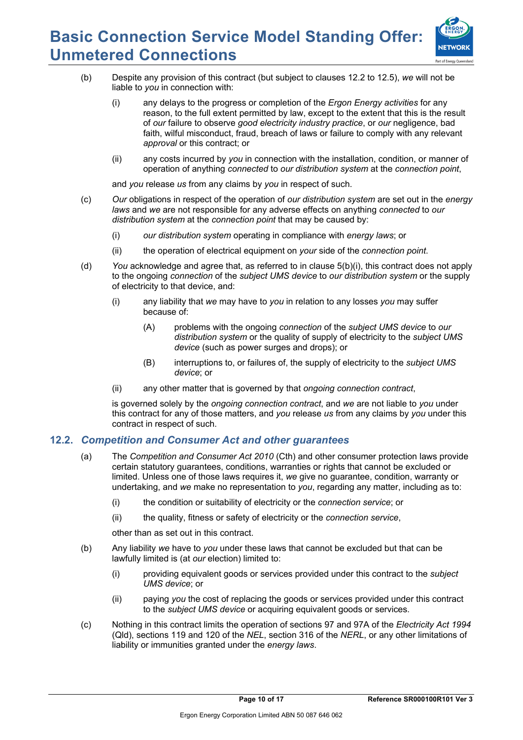(b) Despite any provision of this contract (but subject to clauses 12.2 to 12.5), *we* will not be liable to *you* in connection with:

(i) any delays to the progress or completion of the *Ergon Energy activities* for any reason, to the full extent permitted by law, except to the extent that this is the result of *our* failure to observe *good electricity industry practice*, or *our* negligence, bad faith, wilful misconduct, fraud, breach of laws or failure to comply with any relevant *approval* or this contract; or

(ii) any costs incurred by *you* in connection with the installation, condition, or manner of operation of anything *connected* to *our distribution system* at the *connection point*,

and *you* release *us* from any claims by *you* in respect of such.

(c) *Our* obligations in respect of the operation of *our distribution system* are set out in the *energy laws* and *we* are not responsible for any adverse effects on anything *connected* to *our distribution system* at the *connection point* that may be caused by:

(i) *our distribution system* operating in compliance with *energy laws*; or

(ii) the operation of electrical equipment on *your* side of the *connection point*.

(d) *You* acknowledge and agree that, as referred to in clause 5(b)(i), this contract does not apply to the ongoing *connection* of the *subject UMS device* to *our distribution system* or the supply of electricity to that device, and:

(i) any liability that *we* may have to *you* in relation to any losses *you* may suffer because of:

(A) problems with the ongoing *connection* of the *subject UMS device* to *our distribution system* or the quality of supply of electricity to the *subject UMS device* (such as power surges and drops); or

(B) interruptions to, or failures of, the supply of electricity to the *subject UMS device*; or

(ii) any other matter that is governed by that *ongoing connection contract*,

is governed solely by the *ongoing connection contract*, and *we* are not liable to *you* under this contract for any of those matters, and *you* release *us* from any claims by *you* under this contract in respect of such.

## 12.2. *Competition and Consumer Act and other guarantees*

(a) The *Competition and Consumer Act 2010* (Cth) and other consumer protection laws provide certain statutory guarantees, conditions, warranties or rights that cannot be excluded or limited. Unless one of those laws requires it, *we* give no guarantee, condition, warranty or undertaking, and *we* make no representation to *you*, regarding any matter, including as to:

(i) the condition or suitability of electricity or the *connection service*; or

(ii) the quality, fitness or safety of electricity or the *connection service*,

other than as set out in this contract.

(b) Any liability *we* have to *you* under these laws that cannot be excluded but that can be lawfully limited is (at *our* election) limited to:

(i) providing equivalent goods or services provided under this contract to the *subject UMS device*; or

(ii) paying *you* the cost of replacing the goods or services provided under this contract to the *subject UMS device* or acquiring equivalent goods or services.

(c) Nothing in this contract limits the operation of sections 97 and 97A of the *Electricity Act 1994* (Qld), sections 119 and 120 of the *NEL*, section 316 of the *NERL*, or any other limitations of liability or immunities granted under the *energy laws*.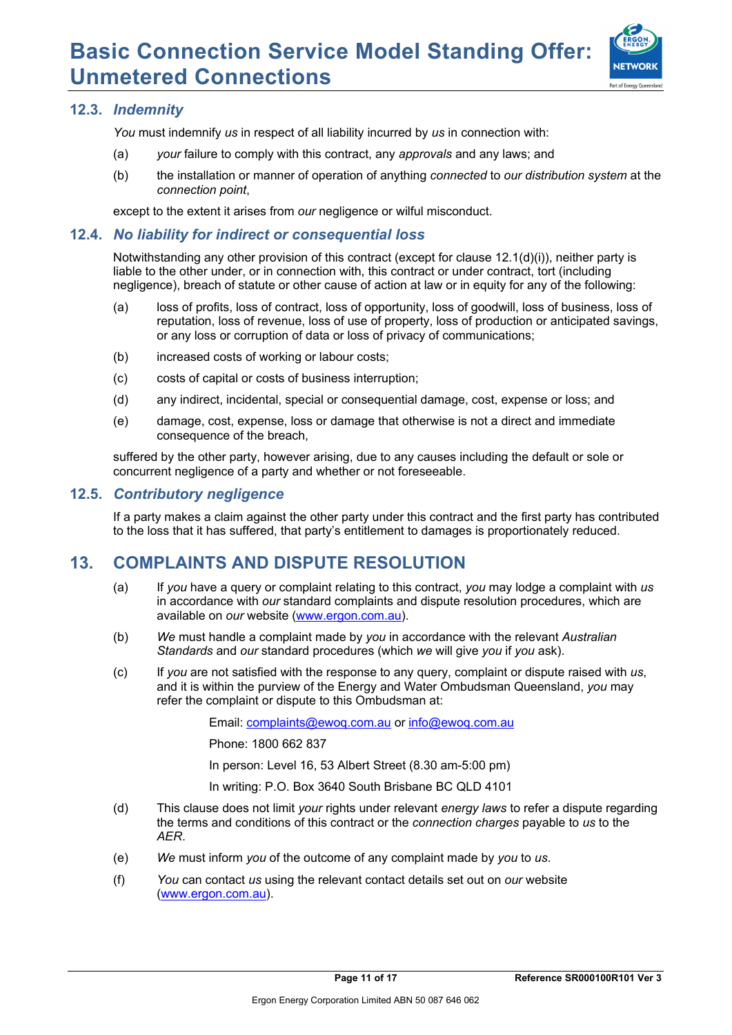### 12.3. *Indemnity*

*You* must indemnify *us* in respect of all liability incurred by *us* in connection with:

(a) *your* failure to comply with this contract, any *approvals* and any laws; and

(b) the installation or manner of operation of anything *connected* to *our distribution system* at the *connection point*,

except to the extent it arises from *our* negligence or wilful misconduct.

### 12.4. *No liability for indirect or consequential loss*

Notwithstanding any other provision of this contract (except for clause 12.1(d)(i)), neither party is liable to the other under, or in connection with, this contract or under contract, tort (including negligence), breach of statute or other cause of action at law or in equity for any of the following:

(a) loss of profits, loss of contract, loss of opportunity, loss of goodwill, loss of business, loss of reputation, loss of revenue, loss of use of property, loss of production or anticipated savings, or any loss or corruption of data or loss of privacy of communications;

(b) increased costs of working or labour costs;

(c) costs of capital or costs of business interruption;

(d) any indirect, incidental, special or consequential damage, cost, expense or loss; and

(e) damage, cost, expense, loss or damage that otherwise is not a direct and immediate consequence of the breach,

suffered by the other party, however arising, due to any causes including the default or sole or concurrent negligence of a party and whether or not foreseeable.

### 12.5. *Contributory negligence*

If a party makes a claim against the other party under this contract and the first party has contributed to the loss that it has suffered, that party's entitlement to damages is proportionately reduced.

## 13. COMPLAINTS AND DISPUTE RESOLUTION

(a) If *you* have a query or complaint relating to this contract, *you* may lodge a complaint with *us* in accordance with *our* standard complaints and dispute resolution procedures, which are available on *our* website (www.ergon.com.au).

(b) *We* must handle a complaint made by *you* in accordance with the relevant *Australian Standards* and *our* standard procedures (which *we* will give *you* if *you* ask).

(c) If *you* are not satisfied with the response to any query, complaint or dispute raised with *us*, and it is within the purview of the Energy and Water Ombudsman Queensland, *you* may refer the complaint or dispute to this Ombudsman at:

Email: complaints@ewoq.com.au or info@ewoq.com.au

Phone: 1800 662 837

In person: Level 16, 53 Albert Street (8.30 am-5:00 pm)

In writing: P.O. Box 3640 South Brisbane BC QLD 4101

(d) This clause does not limit *your* rights under relevant *energy laws* to refer a dispute regarding the terms and conditions of this contract or the *connection charges* payable to *us* to the *AER*.

(e) *We* must inform *you* of the outcome of any complaint made by *you* to *us*.

(f) *You* can contact *us* using the relevant contact details set out on *our* website (www.ergon.com.au).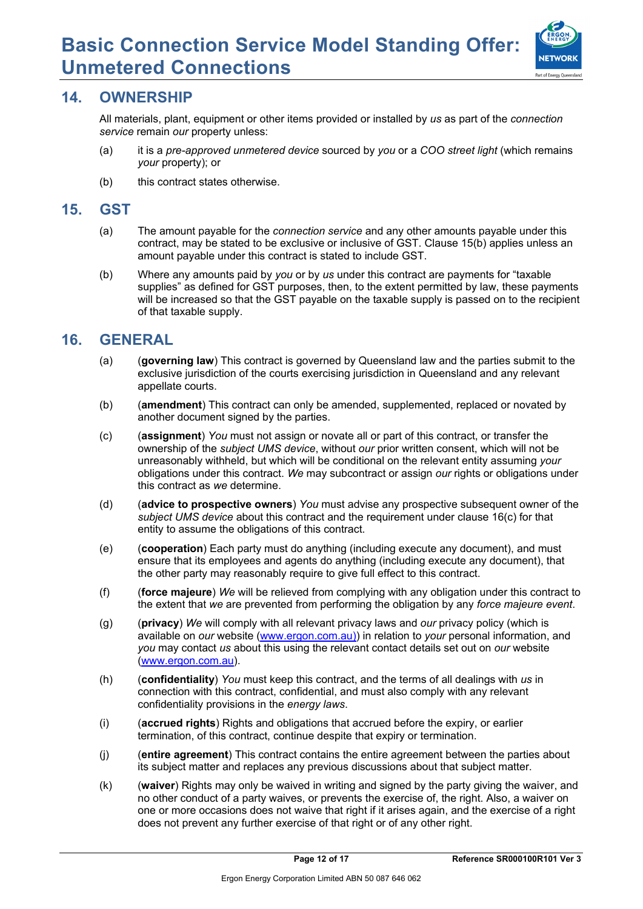## 14. OWNERSHIP

All materials, plant, equipment or other items provided or installed by *us* as part of the *connection service* remain *our* property unless:

(a) it is a *pre-approved unmetered device* sourced by *you* or a *COO street light* (which remains *your* property); or

(b) this contract states otherwise.

## 15. GST

(a) The amount payable for the *connection service* and any other amounts payable under this contract, may be stated to be exclusive or inclusive of GST. Clause 15(b) applies unless an amount payable under this contract is stated to include GST.

(b) Where any amounts paid by *you* or by *us* under this contract are payments for "taxable supplies" as defined for GST purposes, then, to the extent permitted by law, these payments will be increased so that the GST payable on the taxable supply is passed on to the recipient of that taxable supply.

## 16. GENERAL

(a) (**governing law**) This contract is governed by Queensland law and the parties submit to the exclusive jurisdiction of the courts exercising jurisdiction in Queensland and any relevant appellate courts.

(b) (**amendment**) This contract can only be amended, supplemented, replaced or novated by another document signed by the parties.

(c) (**assignment**) *You* must not assign or novate all or part of this contract, or transfer the ownership of the *subject UMS device*, without *our* prior written consent, which will not be unreasonably withheld, but which will be conditional on the relevant entity assuming *your* obligations under this contract. *We* may subcontract or assign *our* rights or obligations under this contract as *we* determine.

(d) (**advice to prospective owners**) *You* must advise any prospective subsequent owner of the *subject UMS device* about this contract and the requirement under clause 16(c) for that entity to assume the obligations of this contract.

(e) (**cooperation**) Each party must do anything (including execute any document), and must ensure that its employees and agents do anything (including execute any document), that the other party may reasonably require to give full effect to this contract.

(f) (**force majeure**) *We* will be relieved from complying with any obligation under this contract to the extent that *we* are prevented from performing the obligation by any *force majeure event*.

(g) (**privacy**) *We* will comply with all relevant privacy laws and *our* privacy policy (which is available on *our* website (www.ergon.com.au)) in relation to *your* personal information, and *you* may contact *us* about this using the relevant contact details set out on *our* website (www.ergon.com.au).

(h) (**confidentiality**) *You* must keep this contract, and the terms of all dealings with *us* in connection with this contract, confidential, and must also comply with any relevant confidentiality provisions in the *energy laws*.

(i) (**accrued rights**) Rights and obligations that accrued before the expiry, or earlier termination, of this contract, continue despite that expiry or termination.

(j) (**entire agreement**) This contract contains the entire agreement between the parties about its subject matter and replaces any previous discussions about that subject matter.

(k) (**waiver**) Rights may only be waived in writing and signed by the party giving the waiver, and no other conduct of a party waives, or prevents the exercise of, the right. Also, a waiver on one or more occasions does not waive that right if it arises again, and the exercise of a right does not prevent any further exercise of that right or of any other right.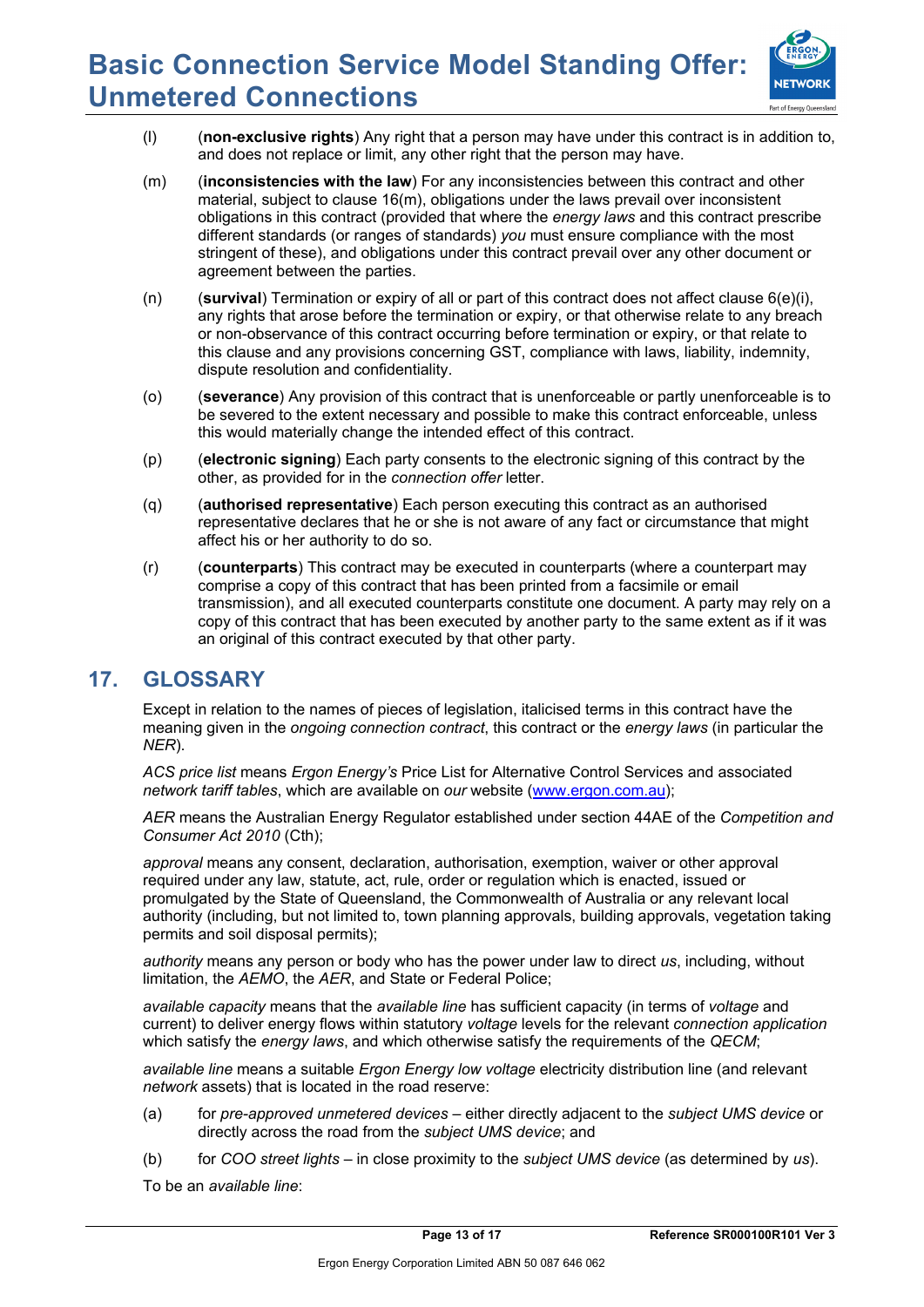(l) (**non-exclusive rights**) Any right that a person may have under this contract is in addition to, and does not replace or limit, any other right that the person may have.

(m) (**inconsistencies with the law**) For any inconsistencies between this contract and other material, subject to clause 16(m), obligations under the laws prevail over inconsistent obligations in this contract (provided that where the *energy laws* and this contract prescribe different standards (or ranges of standards) *you* must ensure compliance with the most stringent of these), and obligations under this contract prevail over any other document or agreement between the parties.

(n) (**survival**) Termination or expiry of all or part of this contract does not affect clause 6(e)(i), any rights that arose before the termination or expiry, or that otherwise relate to any breach or non-observance of this contract occurring before termination or expiry, or that relate to this clause and any provisions concerning GST, compliance with laws, liability, indemnity, dispute resolution and confidentiality.

(o) (**severance**) Any provision of this contract that is unenforceable or partly unenforceable is to be severed to the extent necessary and possible to make this contract enforceable, unless this would materially change the intended effect of this contract.

(p) (**electronic signing**) Each party consents to the electronic signing of this contract by the other, as provided for in the *connection offer* letter.

(q) (**authorised representative**) Each person executing this contract as an authorised representative declares that he or she is not aware of any fact or circumstance that might affect his or her authority to do so.

(r) (**counterparts**) This contract may be executed in counterparts (where a counterpart may comprise a copy of this contract that has been printed from a facsimile or email transmission), and all executed counterparts constitute one document. A party may rely on a copy of this contract that has been executed by another party to the same extent as if it was an original of this contract executed by that other party.

## 17. GLOSSARY

Except in relation to the names of pieces of legislation, italicised terms in this contract have the meaning given in the *ongoing connection contract*, this contract or the *energy laws* (in particular the *NER*).

*ACS price list* means *Ergon Energy's* Price List for Alternative Control Services and associated *network tariff tables*, which are available on *our* website (www.ergon.com.au);

*AER* means the Australian Energy Regulator established under section 44AE of the *Competition and Consumer Act 2010* (Cth);

*approval* means any consent, declaration, authorisation, exemption, waiver or other approval required under any law, statute, act, rule, order or regulation which is enacted, issued or promulgated by the State of Queensland, the Commonwealth of Australia or any relevant local authority (including, but not limited to, town planning approvals, building approvals, vegetation taking permits and soil disposal permits);

*authority* means any person or body who has the power under law to direct *us*, including, without limitation, the *AEMO*, the *AER*, and State or Federal Police;

*available capacity* means that the *available line* has sufficient capacity (in terms of *voltage* and current) to deliver energy flows within statutory *voltage* levels for the relevant *connection application* which satisfy the *energy laws*, and which otherwise satisfy the requirements of the *QECM*;

*available line* means a suitable *Ergon Energy low voltage* electricity distribution line (and relevant *network* assets) that is located in the road reserve:

(a) for *pre-approved unmetered devices* – either directly adjacent to the *subject UMS device* or directly across the road from the *subject UMS device*; and

(b) for *COO street lights* – in close proximity to the *subject UMS device* (as determined by *us*).

To be an *available line*: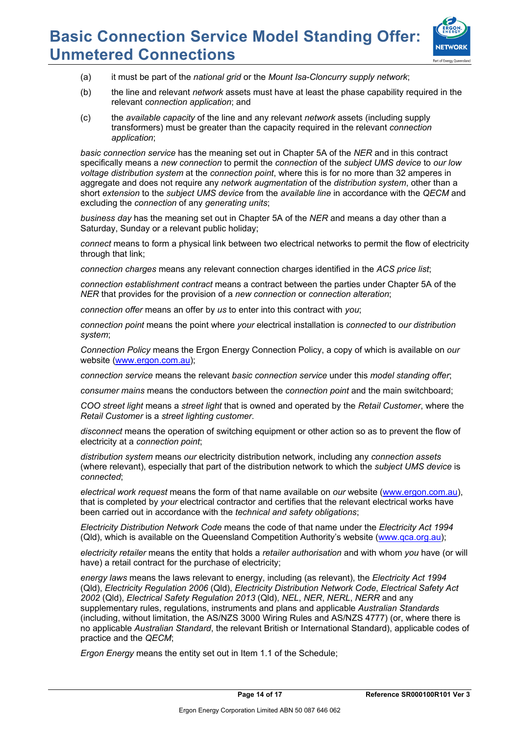(a) it must be part of the *national grid* or the *Mount Isa-Cloncurry supply network*;

(b) the line and relevant *network* assets must have at least the phase capability required in the relevant *connection application*; and

(c) the *available capacity* of the line and any relevant *network* assets (including supply transformers) must be greater than the capacity required in the relevant *connection application*;

*basic connection service* has the meaning set out in Chapter 5A of the *NER* and in this contract specifically means a *new connection* to permit the *connection* of the *subject UMS device* to *our low voltage distribution system* at the *connection point*, where this is for no more than 32 amperes in aggregate and does not require any *network augmentation* of the *distribution system*, other than a short *extension* to the *subject UMS device* from the *available line* in accordance with the *QECM* and excluding the *connection* of any *generating units*;

*business day* has the meaning set out in Chapter 5A of the *NER* and means a day other than a Saturday, Sunday or a relevant public holiday;

*connect* means to form a physical link between two electrical networks to permit the flow of electricity through that link;

*connection charges* means any relevant connection charges identified in the *ACS price list*;

*connection establishment contract* means a contract between the parties under Chapter 5A of the *NER* that provides for the provision of a *new connection* or *connection alteration*;

*connection offer* means an offer by *us* to enter into this contract with *you*;

*connection point* means the point where *your* electrical installation is *connected* to *our distribution system*;

*Connection Policy* means the Ergon Energy Connection Policy, a copy of which is available on *our* website (www.ergon.com.au);

*connection service* means the relevant *basic connection service* under this *model standing offer*;

*consumer mains* means the conductors between the *connection point* and the main switchboard;

*COO street light* means a *street light* that is owned and operated by the *Retail Customer*, where the *Retail Customer* is a *street lighting customer*.

*disconnect* means the operation of switching equipment or other action so as to prevent the flow of electricity at a *connection point*;

*distribution system* means *our* electricity distribution network, including any *connection assets* (where relevant), especially that part of the distribution network to which the *subject UMS device* is *connected*;

*electrical work request* means the form of that name available on *our* website (www.ergon.com.au), that is completed by *your* electrical contractor and certifies that the relevant electrical works have been carried out in accordance with the *technical and safety obligations*;

*Electricity Distribution Network Code* means the code of that name under the *Electricity Act 1994* (Qld), which is available on the Queensland Competition Authority's website (www.qca.org.au);

*electricity retailer* means the entity that holds a *retailer authorisation* and with whom *you* have (or will have) a retail contract for the purchase of electricity;

*energy laws* means the laws relevant to energy, including (as relevant), the *Electricity Act 1994* (Qld), *Electricity Regulation 2006* (Qld), *Electricity Distribution Network Code*, *Electrical Safety Act 2002* (Qld), *Electrical Safety Regulation 2013* (Qld), *NEL*, *NER*, *NERL*, *NERR* and any supplementary rules, regulations, instruments and plans and applicable *Australian Standards* (including, without limitation, the AS/NZS 3000 Wiring Rules and AS/NZS 4777) (or, where there is no applicable *Australian Standard*, the relevant British or International Standard), applicable codes of practice and the *QECM*;

*Ergon Energy* means the entity set out in Item 1.1 of the Schedule;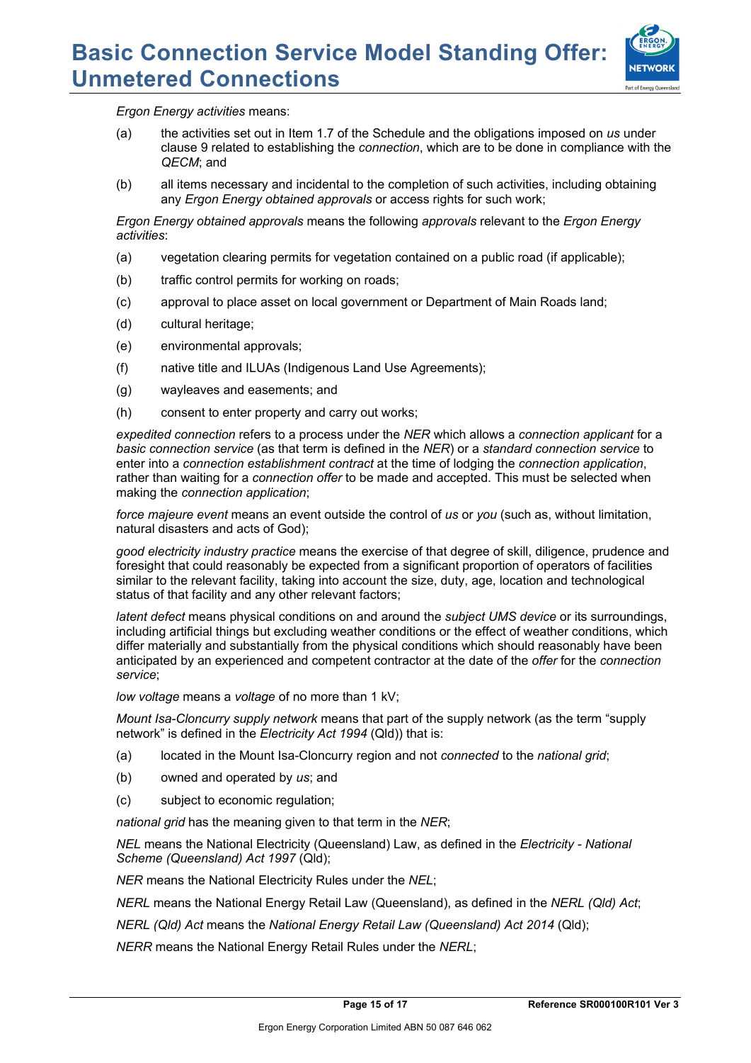*Ergon Energy activities* means:

(a) the activities set out in Item 1.7 of the Schedule and the obligations imposed on *us* under clause 9 related to establishing the *connection*, which are to be done in compliance with the *QECM*; and

(b) all items necessary and incidental to the completion of such activities, including obtaining any *Ergon Energy obtained approvals* or access rights for such work;

*Ergon Energy obtained approvals* means the following *approvals* relevant to the *Ergon Energy activities*:

(a) vegetation clearing permits for vegetation contained on a public road (if applicable);

(b) traffic control permits for working on roads;

(c) approval to place asset on local government or Department of Main Roads land;

(d) cultural heritage;

(e) environmental approvals;

(f) native title and ILUAs (Indigenous Land Use Agreements);

(g) wayleaves and easements; and

(h) consent to enter property and carry out works;

*expedited connection* refers to a process under the *NER* which allows a *connection applicant* for a *basic connection service* (as that term is defined in the *NER*) or a *standard connection service* to enter into a *connection establishment contract* at the time of lodging the *connection application*, rather than waiting for a *connection offer* to be made and accepted. This must be selected when making the *connection application*;

*force majeure event* means an event outside the control of *us* or *you* (such as, without limitation, natural disasters and acts of God);

*good electricity industry practice* means the exercise of that degree of skill, diligence, prudence and foresight that could reasonably be expected from a significant proportion of operators of facilities similar to the relevant facility, taking into account the size, duty, age, location and technological status of that facility and any other relevant factors;

*latent defect* means physical conditions on and around the *subject UMS device* or its surroundings, including artificial things but excluding weather conditions or the effect of weather conditions, which differ materially and substantially from the physical conditions which should reasonably have been anticipated by an experienced and competent contractor at the date of the *offer* for the *connection service*;

*low voltage* means a *voltage* of no more than 1 kV;

*Mount Isa-Cloncurry supply network* means that part of the supply network (as the term "supply network" is defined in the *Electricity Act 1994* (Qld)) that is:

(a) located in the Mount Isa-Cloncurry region and not *connected* to the *national grid*;

(b) owned and operated by *us*; and

(c) subject to economic regulation;

*national grid* has the meaning given to that term in the *NER*;

*NEL* means the National Electricity (Queensland) Law, as defined in the *Electricity - National Scheme (Queensland) Act 1997* (Qld);

*NER* means the National Electricity Rules under the *NEL*;

*NERL* means the National Energy Retail Law (Queensland), as defined in the *NERL (Qld) Act*;

*NERL (Qld) Act* means the *National Energy Retail Law (Queensland) Act 2014* (Qld);

*NERR* means the National Energy Retail Rules under the *NERL*;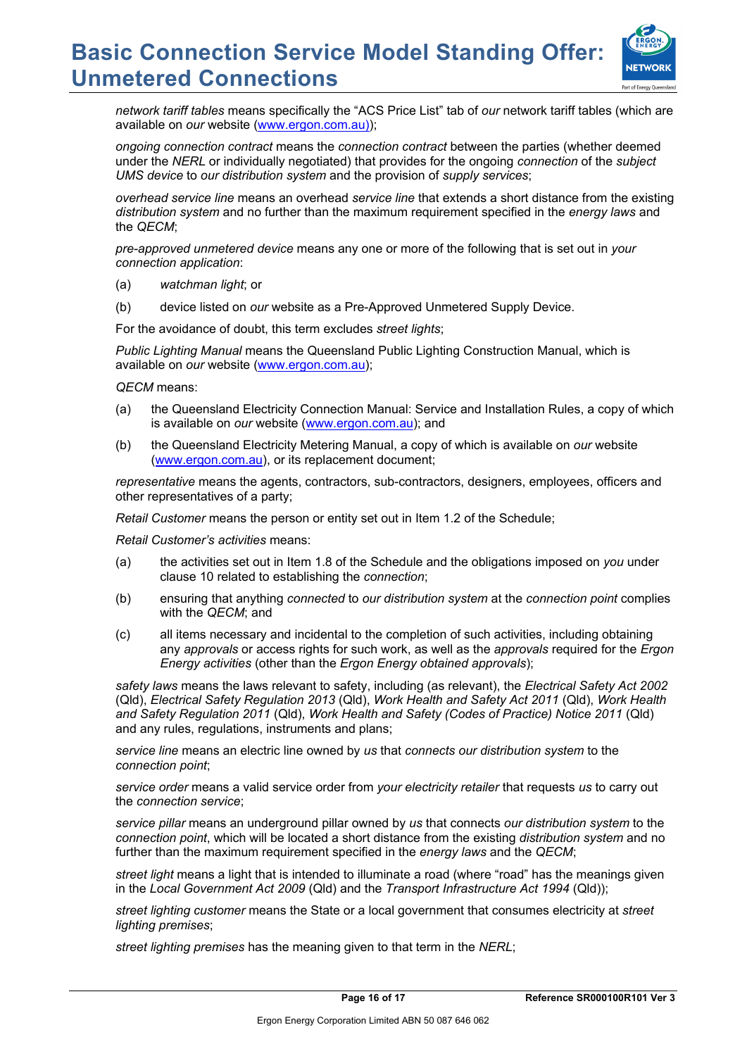*network tariff tables* means specifically the "ACS Price List" tab of *our* network tariff tables (which are available on *our* website (www.ergon.com.au));

*ongoing connection contract* means the *connection contract* between the parties (whether deemed under the *NERL* or individually negotiated) that provides for the ongoing *connection* of the *subject UMS device* to *our distribution system* and the provision of *supply services*;

*overhead service line* means an overhead *service line* that extends a short distance from the existing *distribution system* and no further than the maximum requirement specified in the *energy laws* and the *QECM*;

*pre-approved unmetered device* means any one or more of the following that is set out in *your connection application*:

(a) *watchman light*; or

(b) device listed on *our* website as a Pre-Approved Unmetered Supply Device.

For the avoidance of doubt, this term excludes *street lights*;

*Public Lighting Manual* means the Queensland Public Lighting Construction Manual, which is available on *our* website (www.ergon.com.au);

*QECM* means:

(a) the Queensland Electricity Connection Manual: Service and Installation Rules, a copy of which is available on *our* website (www.ergon.com.au); and

(b) the Queensland Electricity Metering Manual, a copy of which is available on *our* website (www.ergon.com.au), or its replacement document;

*representative* means the agents, contractors, sub-contractors, designers, employees, officers and other representatives of a party;

*Retail Customer* means the person or entity set out in Item 1.2 of the Schedule;

*Retail Customer's activities* means:

(a) the activities set out in Item 1.8 of the Schedule and the obligations imposed on *you* under clause 10 related to establishing the *connection*;

(b) ensuring that anything *connected* to *our distribution system* at the *connection point* complies with the *QECM*; and

(c) all items necessary and incidental to the completion of such activities, including obtaining any *approvals* or access rights for such work, as well as the *approvals* required for the *Ergon Energy activities* (other than the *Ergon Energy obtained approvals*);

*safety laws* means the laws relevant to safety, including (as relevant), the *Electrical Safety Act 2002* (Qld), *Electrical Safety Regulation 2013* (Qld), *Work Health and Safety Act 2011* (Qld), *Work Health and Safety Regulation 2011* (Qld), *Work Health and Safety (Codes of Practice) Notice 2011* (Qld) and any rules, regulations, instruments and plans;

*service line* means an electric line owned by *us* that *connects our distribution system* to the *connection point*;

*service order* means a valid service order from *your electricity retailer* that requests *us* to carry out the *connection service*;

*service pillar* means an underground pillar owned by *us* that connects *our distribution system* to the *connection point*, which will be located a short distance from the existing *distribution system* and no further than the maximum requirement specified in the *energy laws* and the *QECM*;

*street light* means a light that is intended to illuminate a road (where "road" has the meanings given in the *Local Government Act 2009* (Qld) and the *Transport Infrastructure Act 1994* (Qld));

*street lighting customer* means the State or a local government that consumes electricity at *street lighting premises*;

*street lighting premises* has the meaning given to that term in the *NERL*;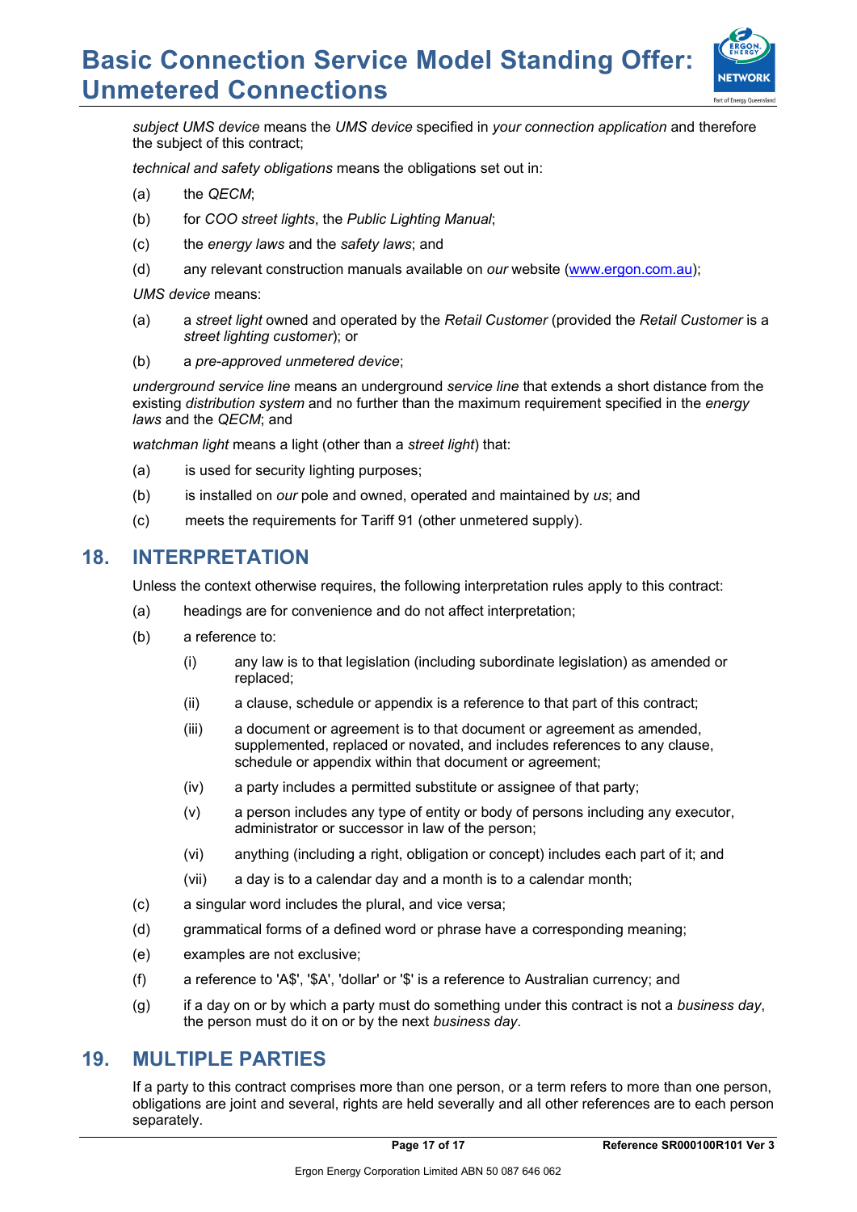*subject UMS device* means the *UMS device* specified in *your connection application* and therefore the subject of this contract;

*technical and safety obligations* means the obligations set out in:

(a) the *QECM*;

(b) for *COO street lights*, the *Public Lighting Manual*;

(c) the *energy laws* and the *safety laws*; and

(d) any relevant construction manuals available on *our* website (www.ergon.com.au);

*UMS device* means:

(a) a *street light* owned and operated by the *Retail Customer* (provided the *Retail Customer* is a *street lighting customer*); or

(b) a *pre-approved unmetered device*;

*underground service line* means an underground *service line* that extends a short distance from the existing *distribution system* and no further than the maximum requirement specified in the *energy laws* and the *QECM*; and

*watchman light* means a light (other than a *street light*) that:

(a) is used for security lighting purposes;

(b) is installed on *our* pole and owned, operated and maintained by *us*; and

(c) meets the requirements for Tariff 91 (other unmetered supply).

## 18. INTERPRETATION

Unless the context otherwise requires, the following interpretation rules apply to this contract:

(a) headings are for convenience and do not affect interpretation;

(b) a reference to:

   (i) any law is to that legislation (including subordinate legislation) as amended or replaced;

   (ii) a clause, schedule or appendix is a reference to that part of this contract;

   (iii) a document or agreement is to that document or agreement as amended, supplemented, replaced or novated, and includes references to any clause, schedule or appendix within that document or agreement;

   (iv) a party includes a permitted substitute or assignee of that party;

   (v) a person includes any type of entity or body of persons including any executor, administrator or successor in law of the person;

   (vi) anything (including a right, obligation or concept) includes each part of it; and

   (vii) a day is to a calendar day and a month is to a calendar month;

(c) a singular word includes the plural, and vice versa;

(d) grammatical forms of a defined word or phrase have a corresponding meaning;

(e) examples are not exclusive;

(f) a reference to 'A$', '$A', 'dollar' or '$' is a reference to Australian currency; and

(g) if a day on or by which a party must do something under this contract is not a *business day*, the person must do it on or by the next *business day*.

## 19. MULTIPLE PARTIES

If a party to this contract comprises more than one person, or a term refers to more than one person, obligations are joint and several, rights are held severally and all other references are to each person separately.